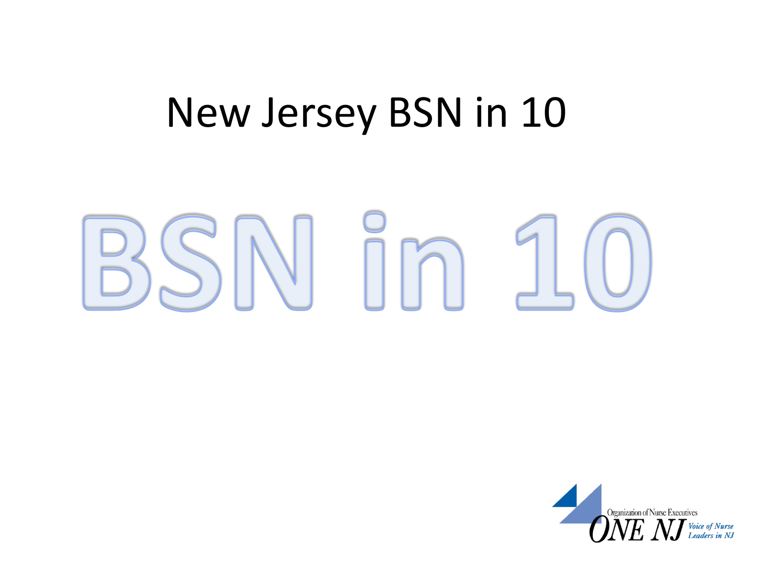# New Jersey BSN in 10

BSN in 10

Organization of Nurse Executives
ONE NJ
*Voice of Nurse Leaders in NJ*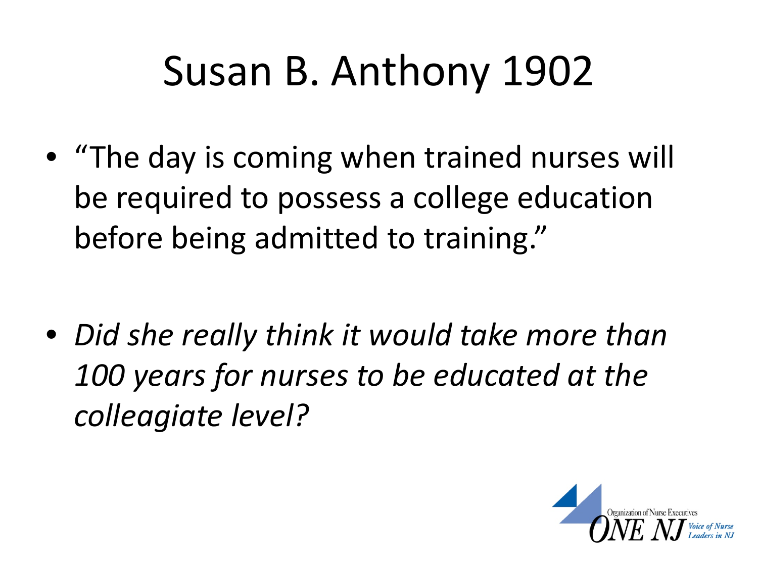# Susan B. Anthony 1902

- "The day is coming when trained nurses will be required to possess a college education before being admitted to training."

- *Did she really think it would take more than 100 years for nurses to be educated at the colleagiate level?*

Organization of Nurse Executives ONE NJ Voice of Nurse Leaders in NJ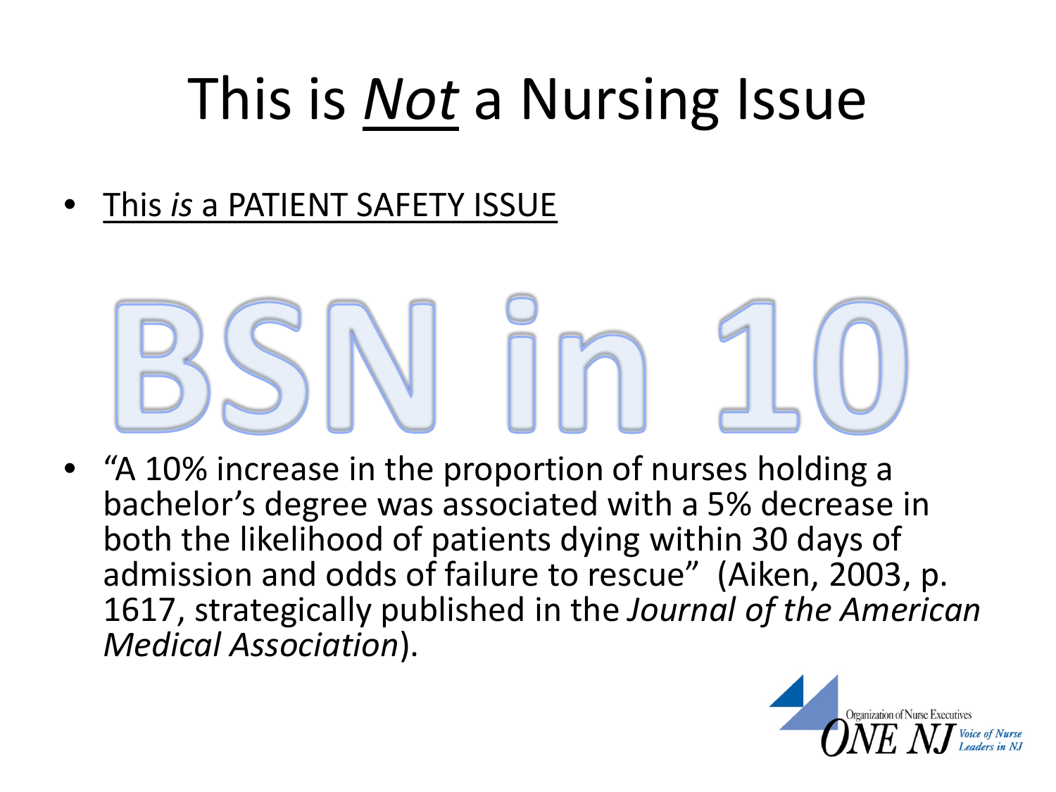# This is *Not* a Nursing Issue

- This *is* a PATIENT SAFETY ISSUE

BSN in 10

- "A 10% increase in the proportion of nurses holding a bachelor's degree was associated with a 5% decrease in both the likelihood of patients dying within 30 days of admission and odds of failure to rescue" (Aiken, 2003, p. 1617, strategically published in the *Journal of the American Medical Association*).

Organization of Nurse Executives ONE NJ Voice of Nurse Leaders in NJ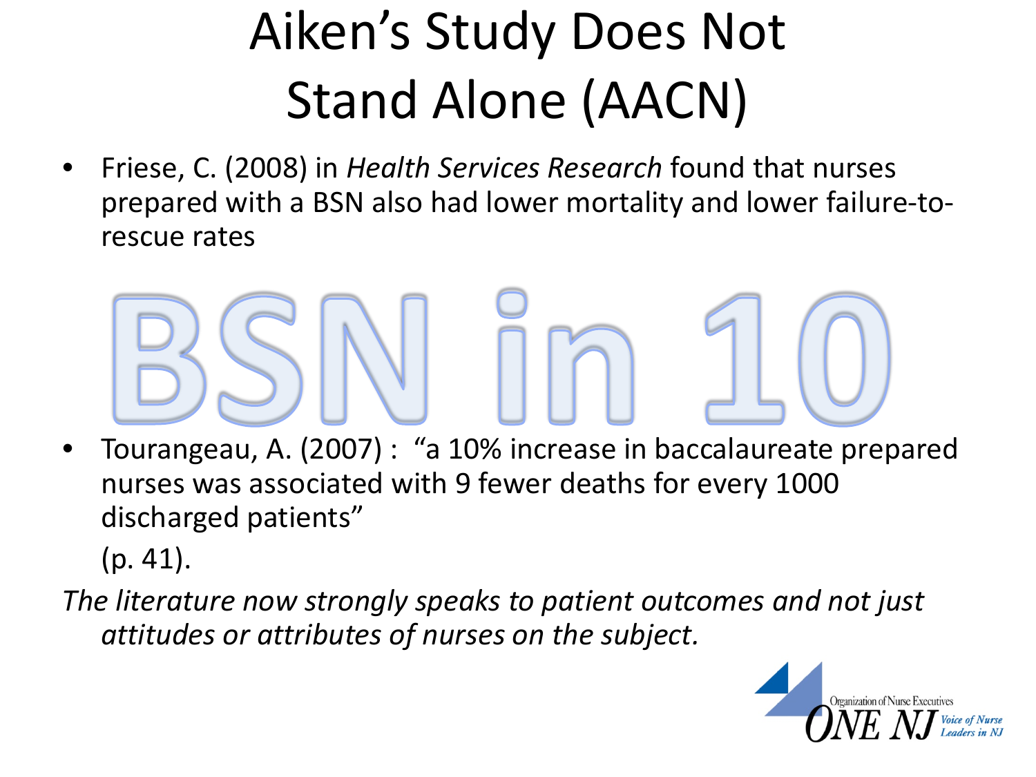# Aiken's Study Does Not Stand Alone (AACN)

- Friese, C. (2008) in *Health Services Research* found that nurses prepared with a BSN also had lower mortality and lower failure-to-rescue rates

BSN in 10

- Tourangeau, A. (2007) : "a 10% increase in baccalaureate prepared nurses was associated with 9 fewer deaths for every 1000 discharged patients" (p. 41).

*The literature now strongly speaks to patient outcomes and not just attitudes or attributes of nurses on the subject.*

Organization of Nurse Executives ONE NJ Voice of Nurse Leaders in NJ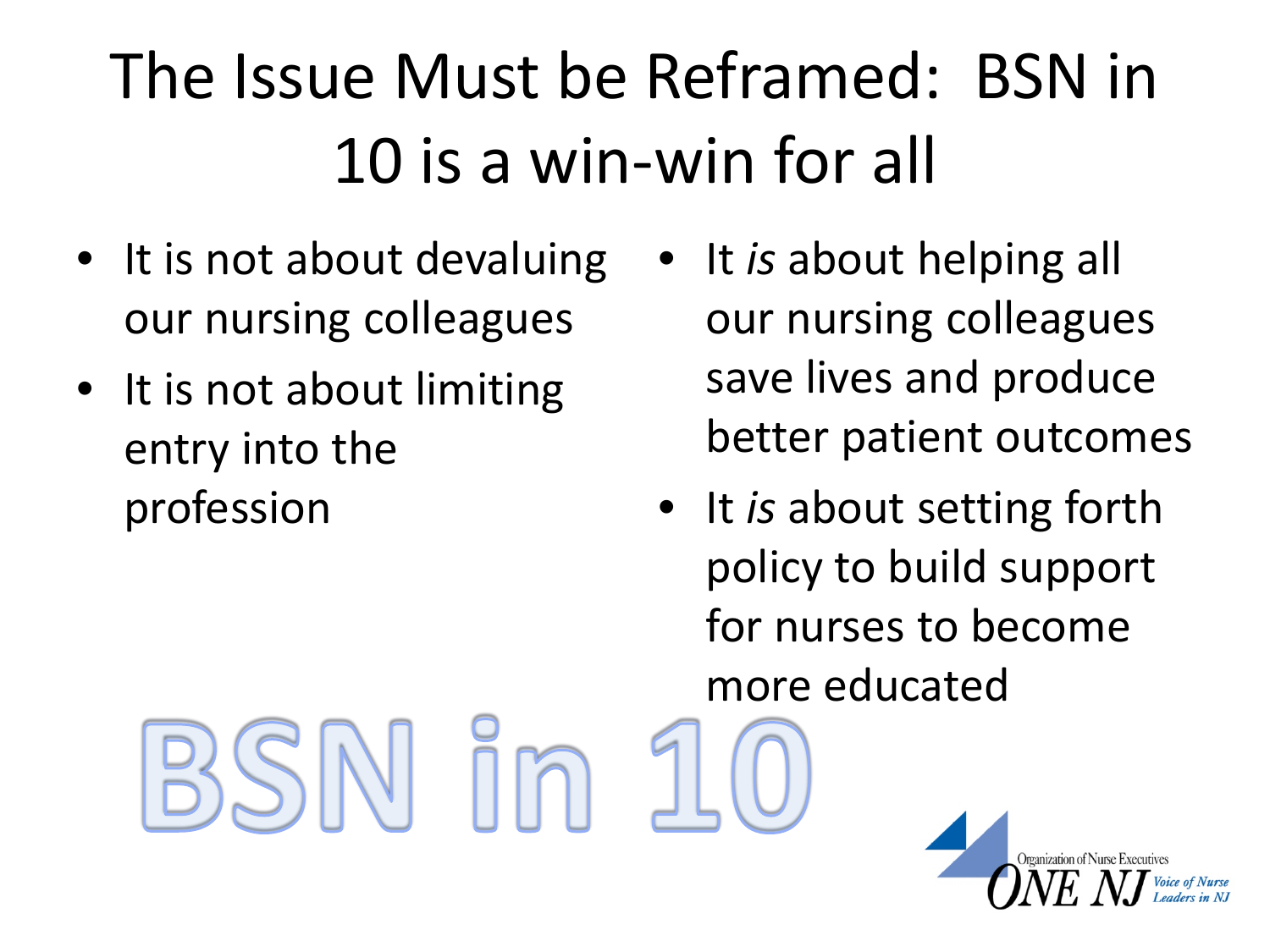# The Issue Must be Reframed: BSN in 10 is a win-win for all

- It is not about devaluing our nursing colleagues
- It is not about limiting entry into the profession

- It *is* about helping all our nursing colleagues save lives and produce better patient outcomes
- It *is* about setting forth policy to build support for nurses to become more educated

BSN in 10

Organization of Nurse Executives
ONE NJ
Voice of Nurse Leaders in NJ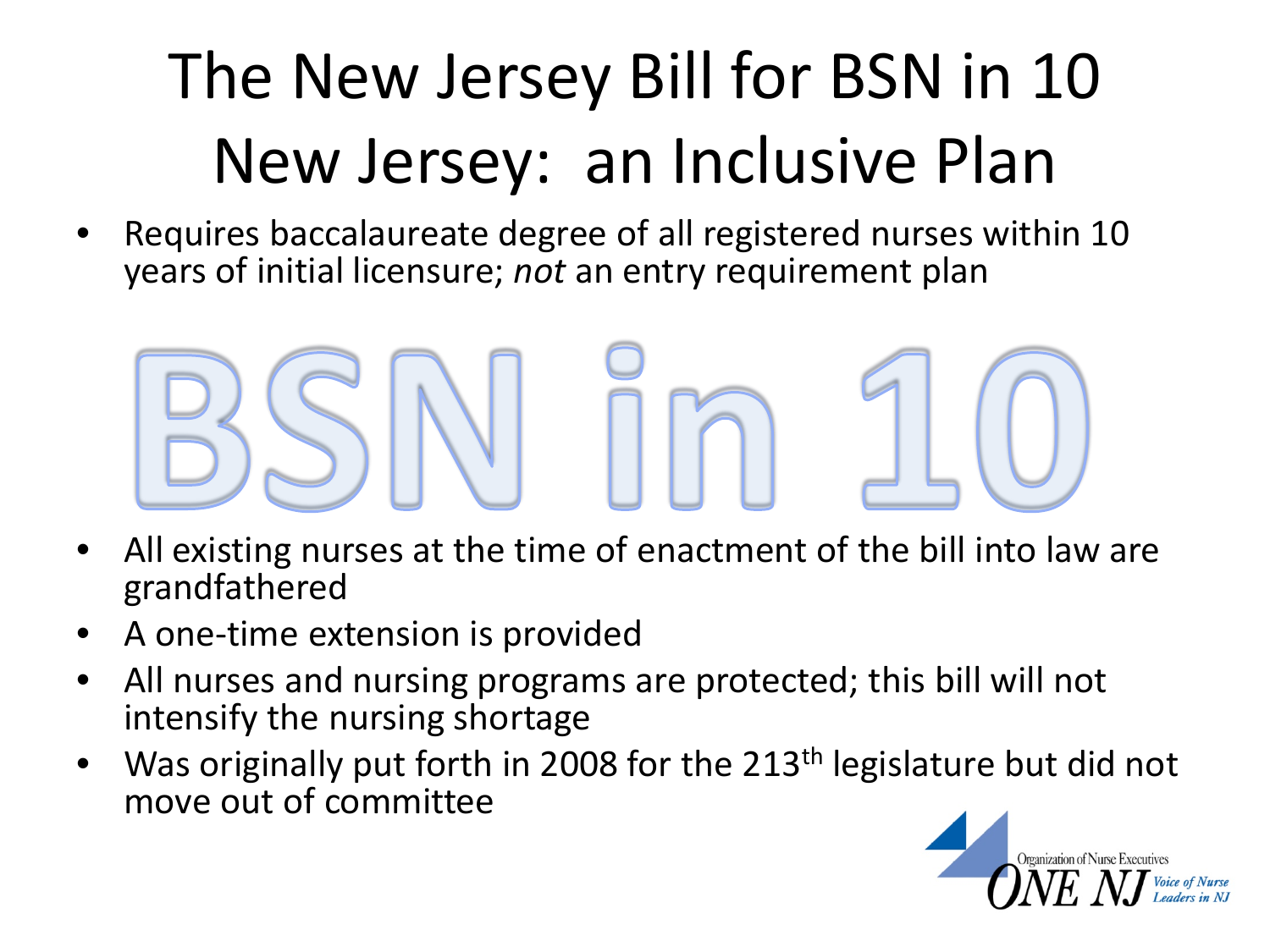# The New Jersey Bill for BSN in 10 New Jersey: an Inclusive Plan

- Requires baccalaureate degree of all registered nurses within 10 years of initial licensure; *not* an entry requirement plan

BSN in 10

- All existing nurses at the time of enactment of the bill into law are grandfathered
- A one-time extension is provided
- All nurses and nursing programs are protected; this bill will not intensify the nursing shortage
- Was originally put forth in 2008 for the 213th legislature but did not move out of committee

Organization of Nurse Executives ONE NJ Voice of Nurse Leaders in NJ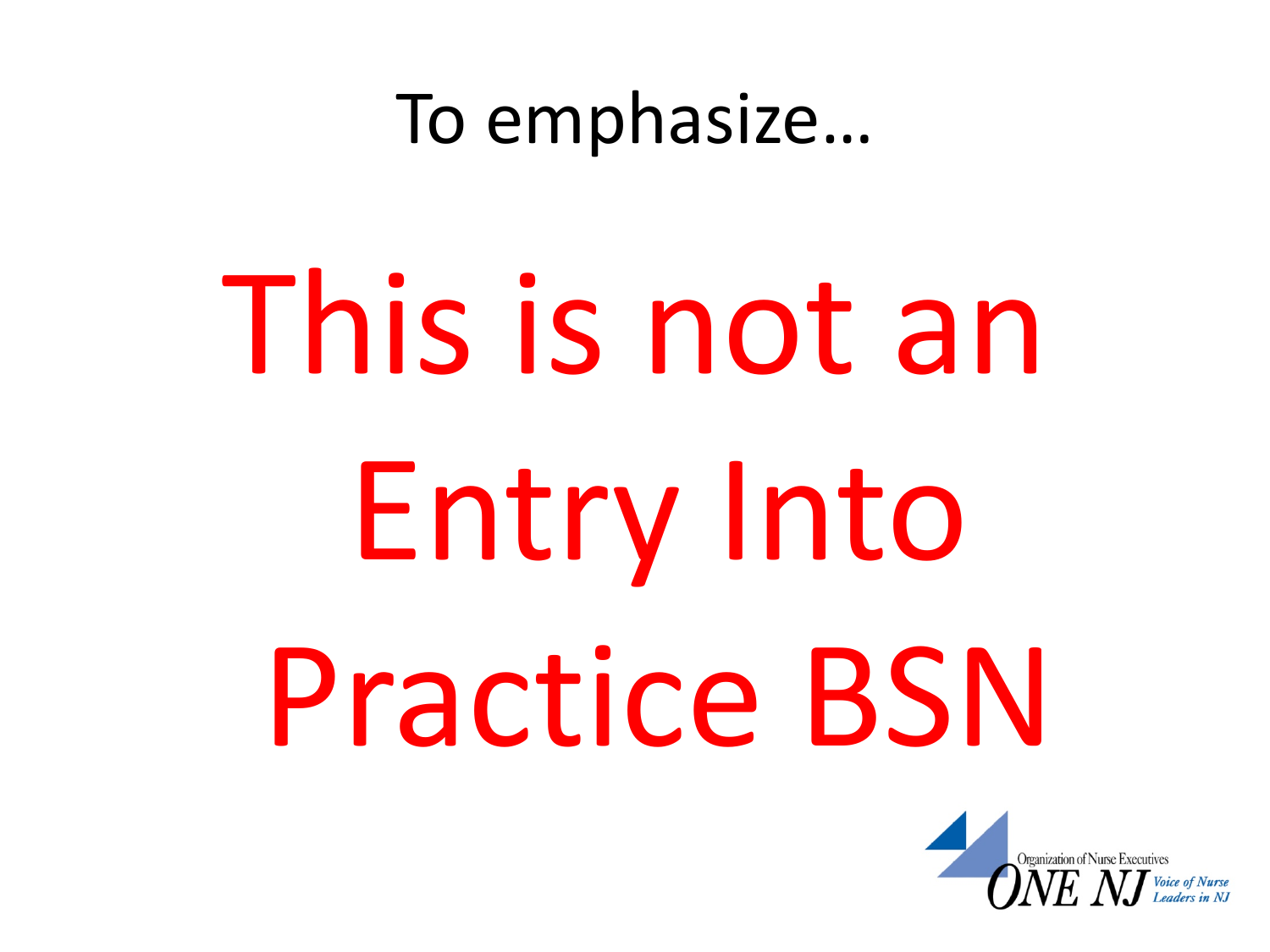# To emphasize…

# This is not an Entry Into Practice BSN

Organization of Nurse Executives ONE NJ Voice of Nurse Leaders in NJ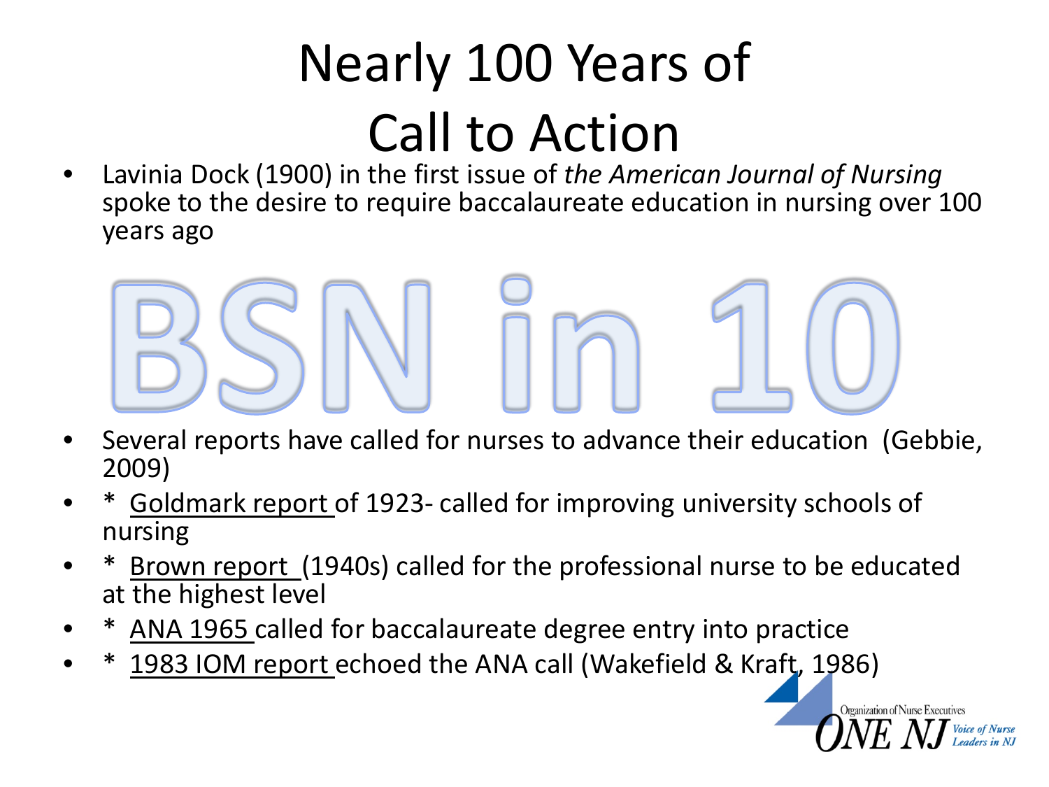# Nearly 100 Years of Call to Action

- Lavinia Dock (1900) in the first issue of *the American Journal of Nursing* spoke to the desire to require baccalaureate education in nursing over 100 years ago

BSN in 10

- Several reports have called for nurses to advance their education (Gebbie, 2009)
- * Goldmark report of 1923- called for improving university schools of nursing
- * Brown report (1940s) called for the professional nurse to be educated at the highest level
- * ANA 1965 called for baccalaureate degree entry into practice
- * 1983 IOM report echoed the ANA call (Wakefield & Kraft, 1986)

Organization of Nurse Executives ONE NJ Voice of Nurse Leaders in NJ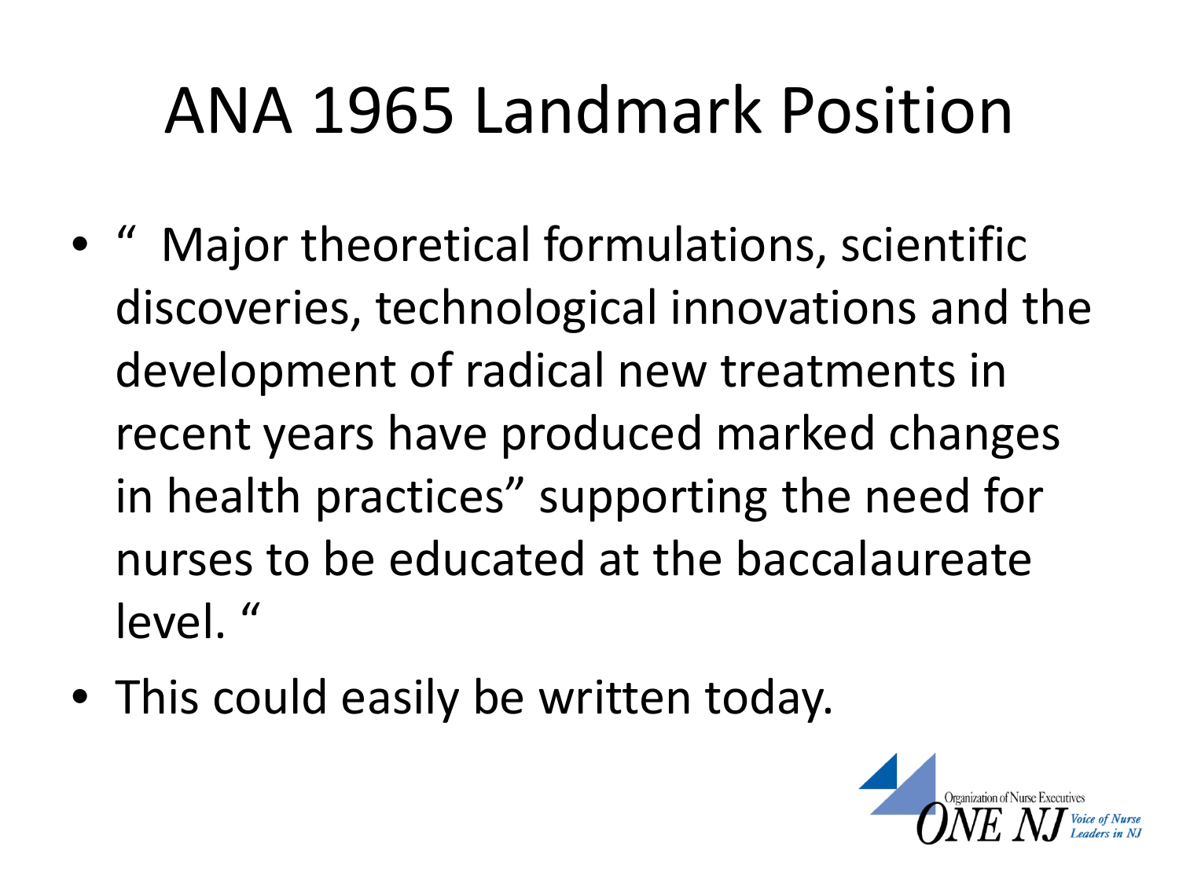# ANA 1965 Landmark Position

- "  Major theoretical formulations, scientific discoveries, technological innovations and the development of radical new treatments in recent years have produced marked changes in health practices" supporting the need for nurses to be educated at the baccalaureate level. "
- This could easily be written today.

Organization of Nurse Executives ONE NJ Voice of Nurse Leaders in NJ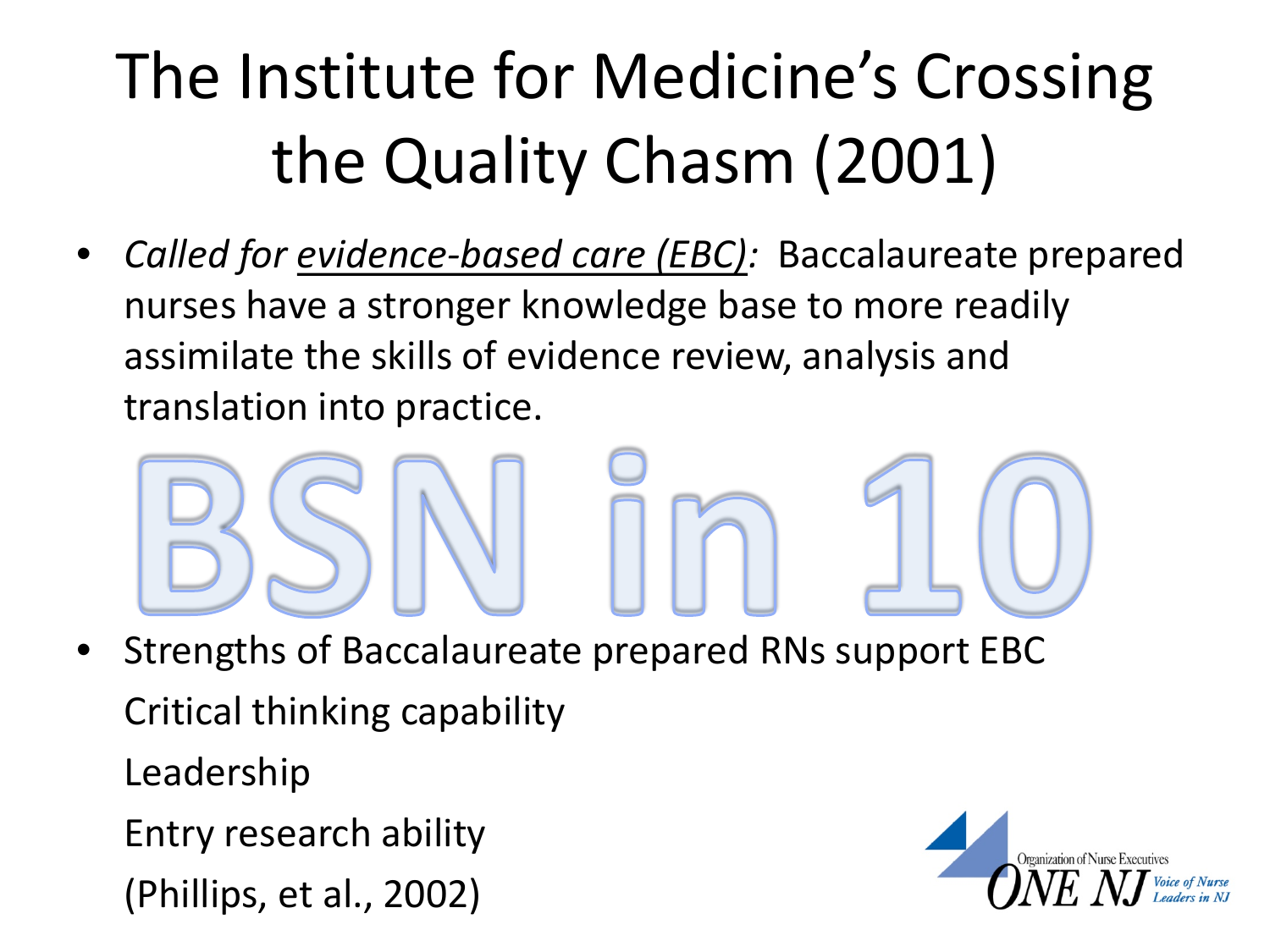# The Institute for Medicine's Crossing the Quality Chasm (2001)

- *Called for <u>evidence-based care (EBC)</u>:* Baccalaureate prepared nurses have a stronger knowledge base to more readily assimilate the skills of evidence review, analysis and translation into practice.

BSN in 10

- Strengths of Baccalaureate prepared RNs support EBC

  Critical thinking capability

  Leadership

  Entry research ability

  (Phillips, et al., 2002)

Organization of Nurse Executives ONE NJ Voice of Nurse Leaders in NJ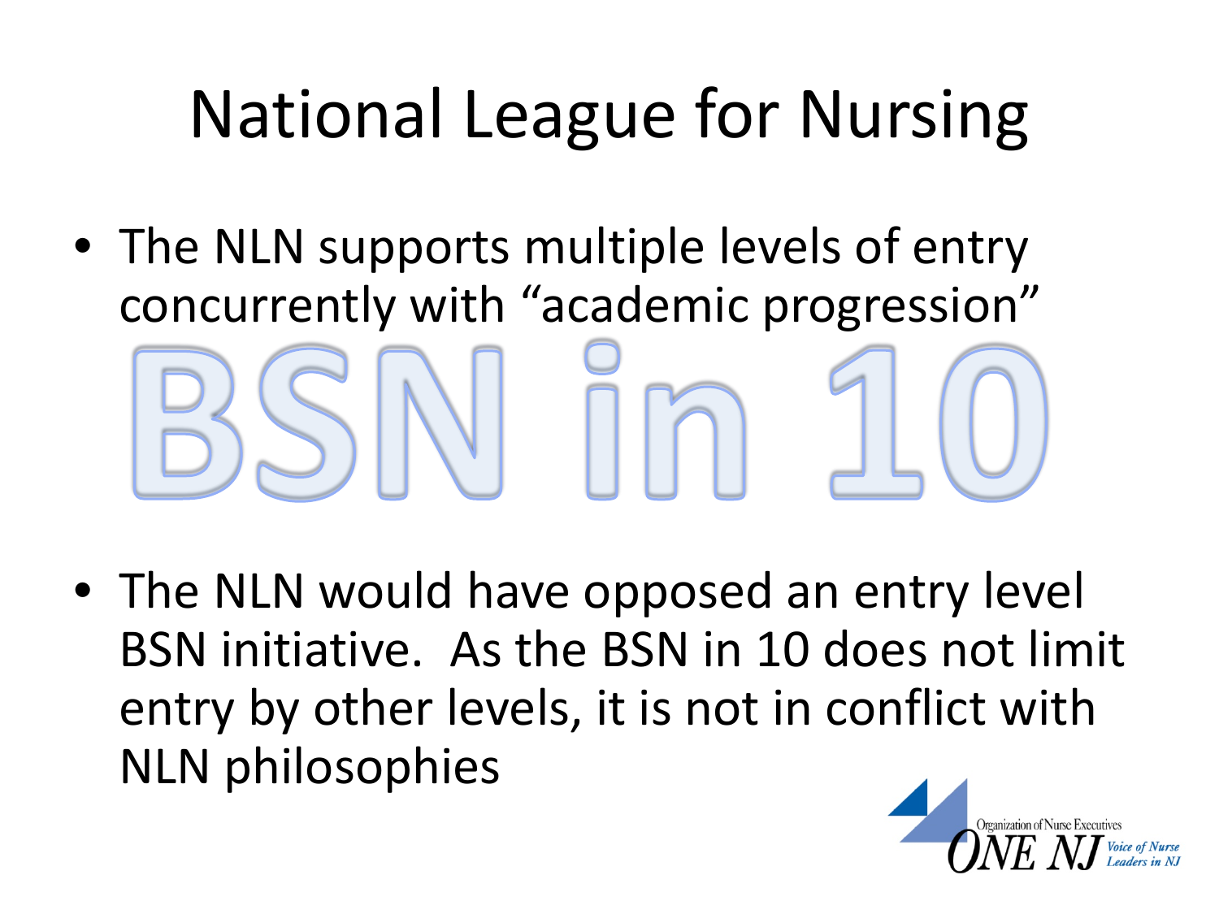# National League for Nursing

- The NLN supports multiple levels of entry concurrently with "academic progression"

BSN in 10

- The NLN would have opposed an entry level BSN initiative. As the BSN in 10 does not limit entry by other levels, it is not in conflict with NLN philosophies

Organization of Nurse Executives ONE NJ Voice of Nurse Leaders in NJ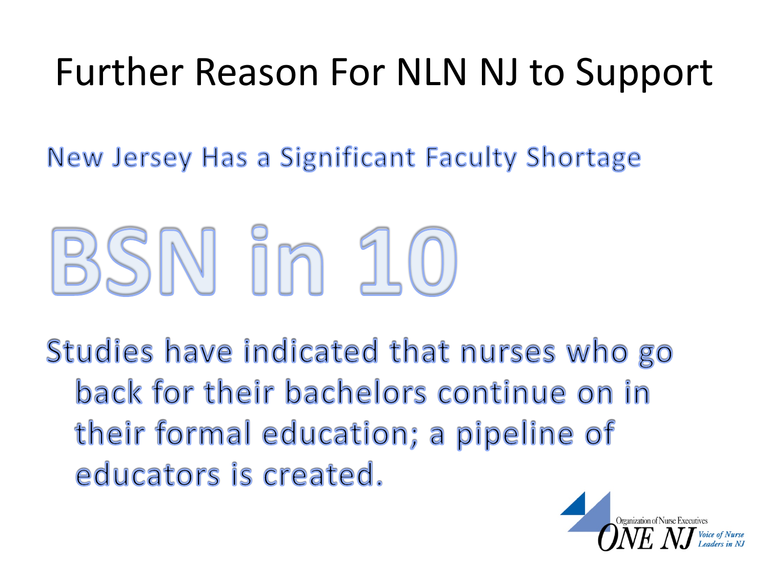# Further Reason For NLN NJ to Support

New Jersey Has a Significant Faculty Shortage

## BSN in 10

Studies have indicated that nurses who go back for their bachelors continue on in their formal education; a pipeline of educators is created.

Organization of Nurse Executives ONE NJ Voice of Nurse Leaders in NJ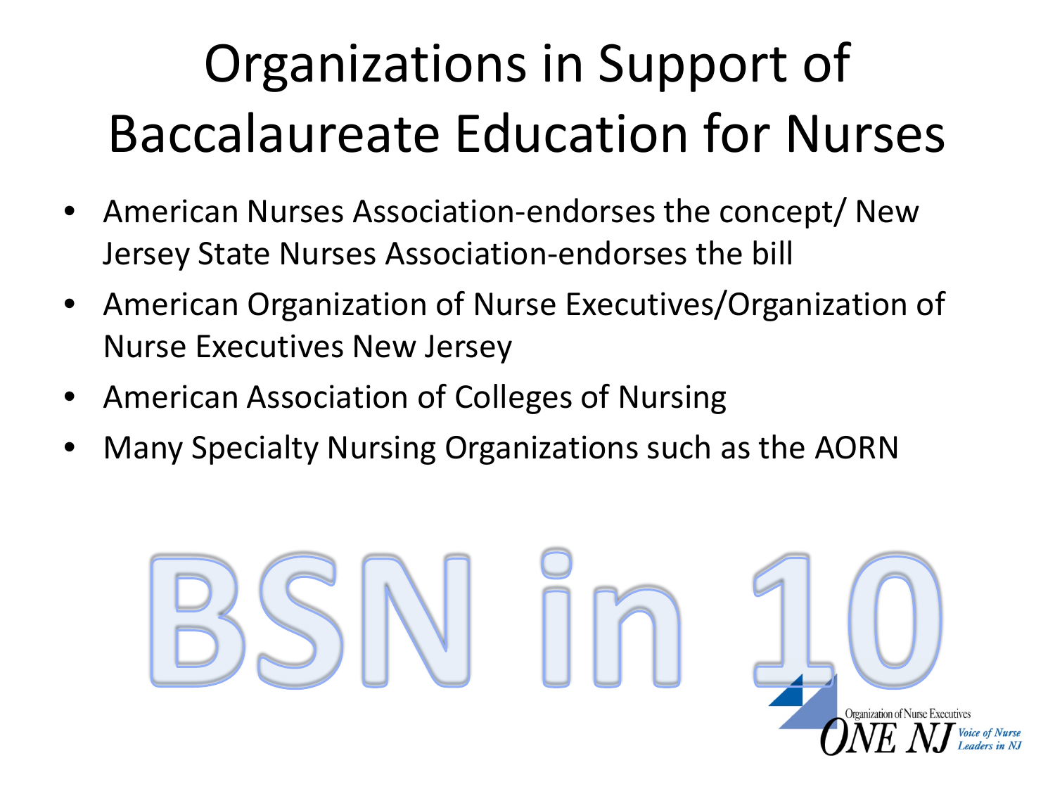# Organizations in Support of Baccalaureate Education for Nurses

- American Nurses Association-endorses the concept/ New Jersey State Nurses Association-endorses the bill
- American Organization of Nurse Executives/Organization of Nurse Executives New Jersey
- American Association of Colleges of Nursing
- Many Specialty Nursing Organizations such as the AORN

BSN in 10

Organization of Nurse Executives
ONE NJ Voice of Nurse Leaders in NJ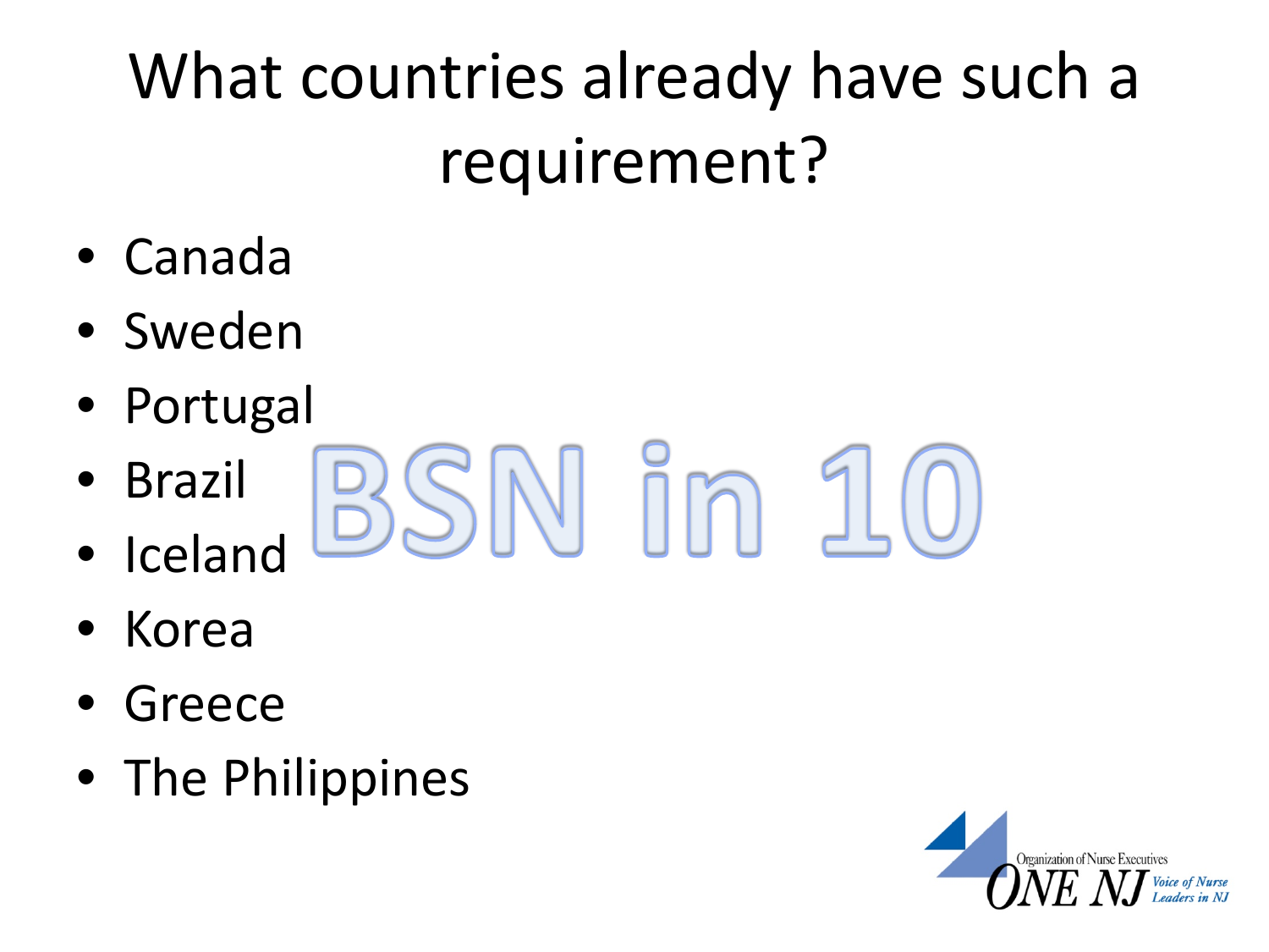# What countries already have such a requirement?

- Canada
- Sweden
- Portugal
- Brazil
- Iceland
- Korea
- Greece
- The Philippines

BSN in 10

Organization of Nurse Executives ONE NJ Voice of Nurse Leaders in NJ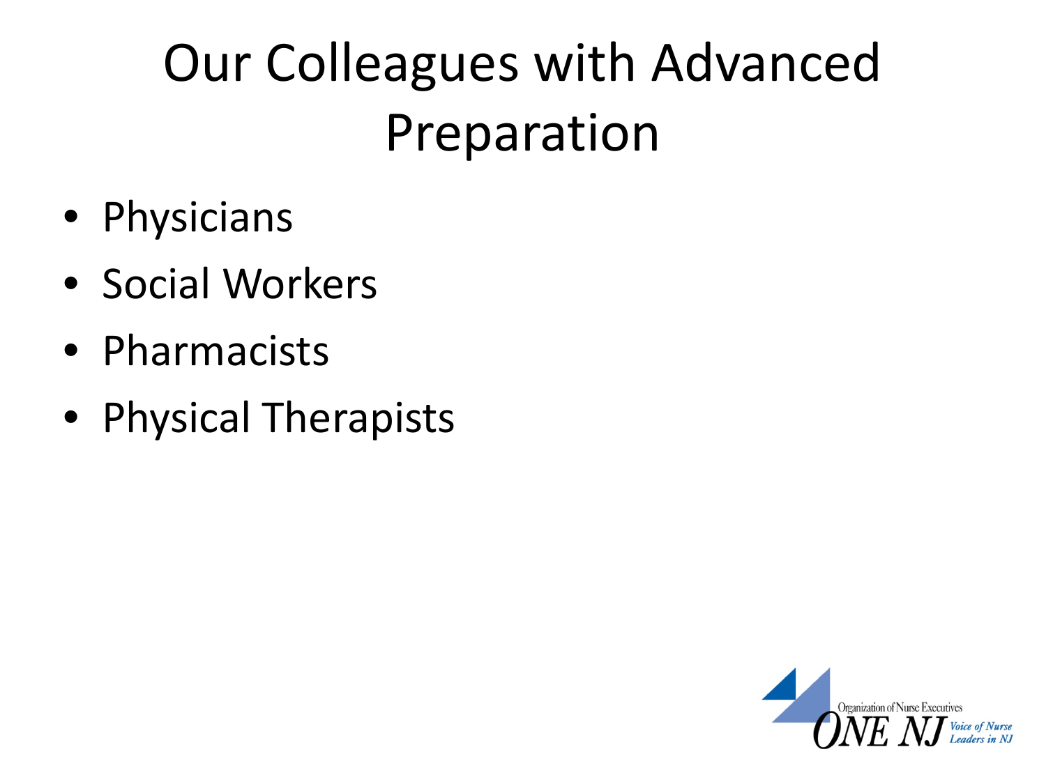# Our Colleagues with Advanced Preparation

- Physicians
- Social Workers
- Pharmacists
- Physical Therapists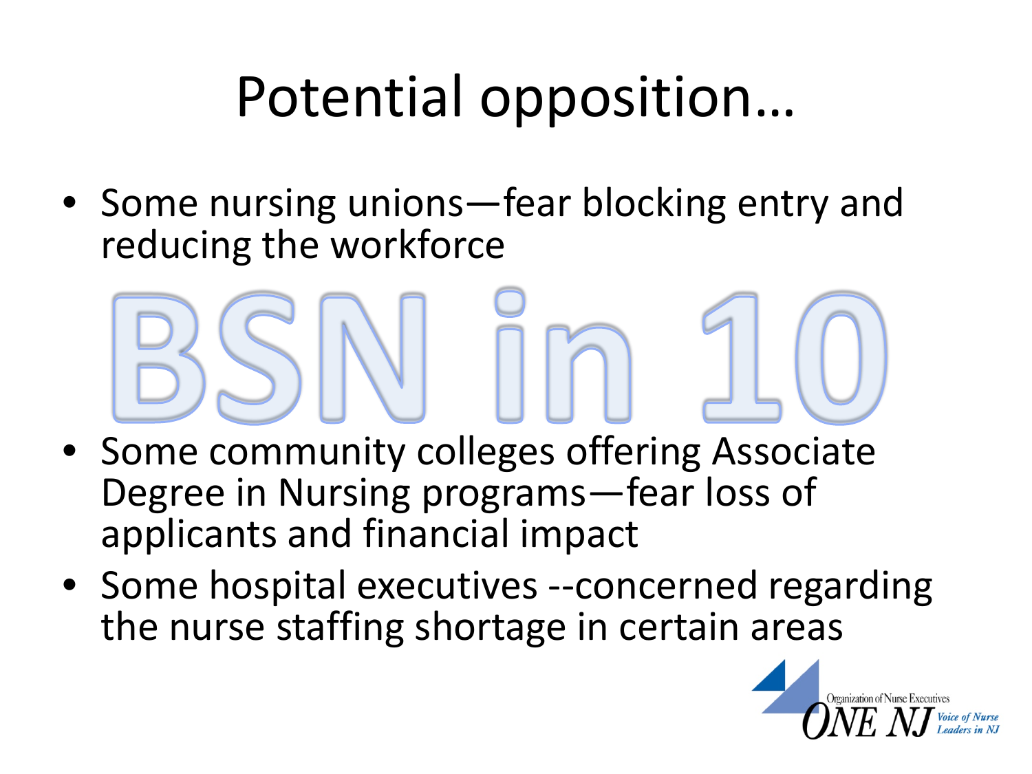# Potential opposition…

- Some nursing unions—fear blocking entry and reducing the workforce

BSN in 10

- Some community colleges offering Associate Degree in Nursing programs—fear loss of applicants and financial impact
- Some hospital executives --concerned regarding the nurse staffing shortage in certain areas

Organization of Nurse Executives ONE NJ Voice of Nurse Leaders in NJ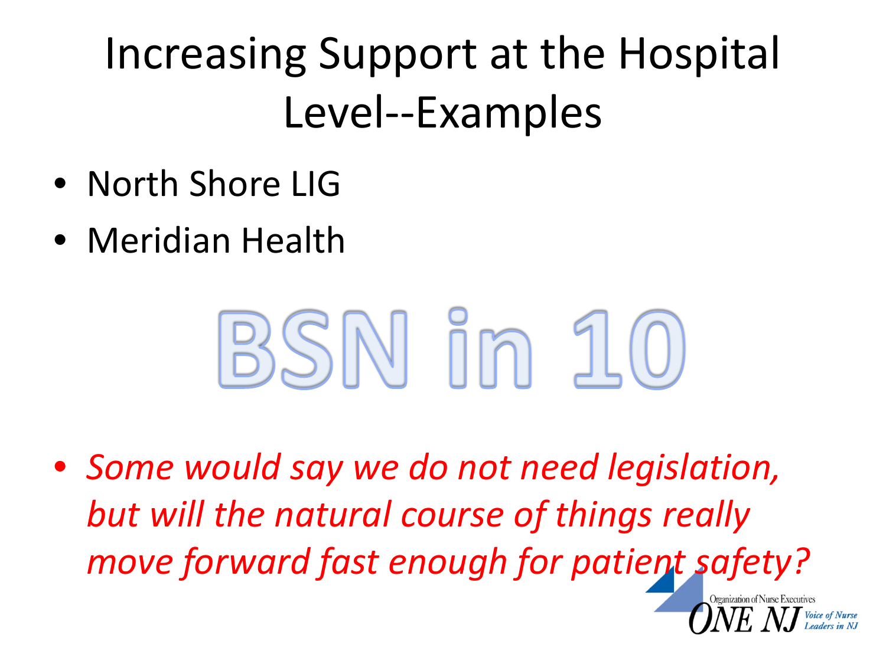# Increasing Support at the Hospital Level--Examples

- North Shore LIG
- Meridian Health

BSN in 10

- *Some would say we do not need legislation, but will the natural course of things really move forward fast enough for patient safety?*

Organization of Nurse Executives
ONE NJ
Voice of Nurse Leaders in NJ